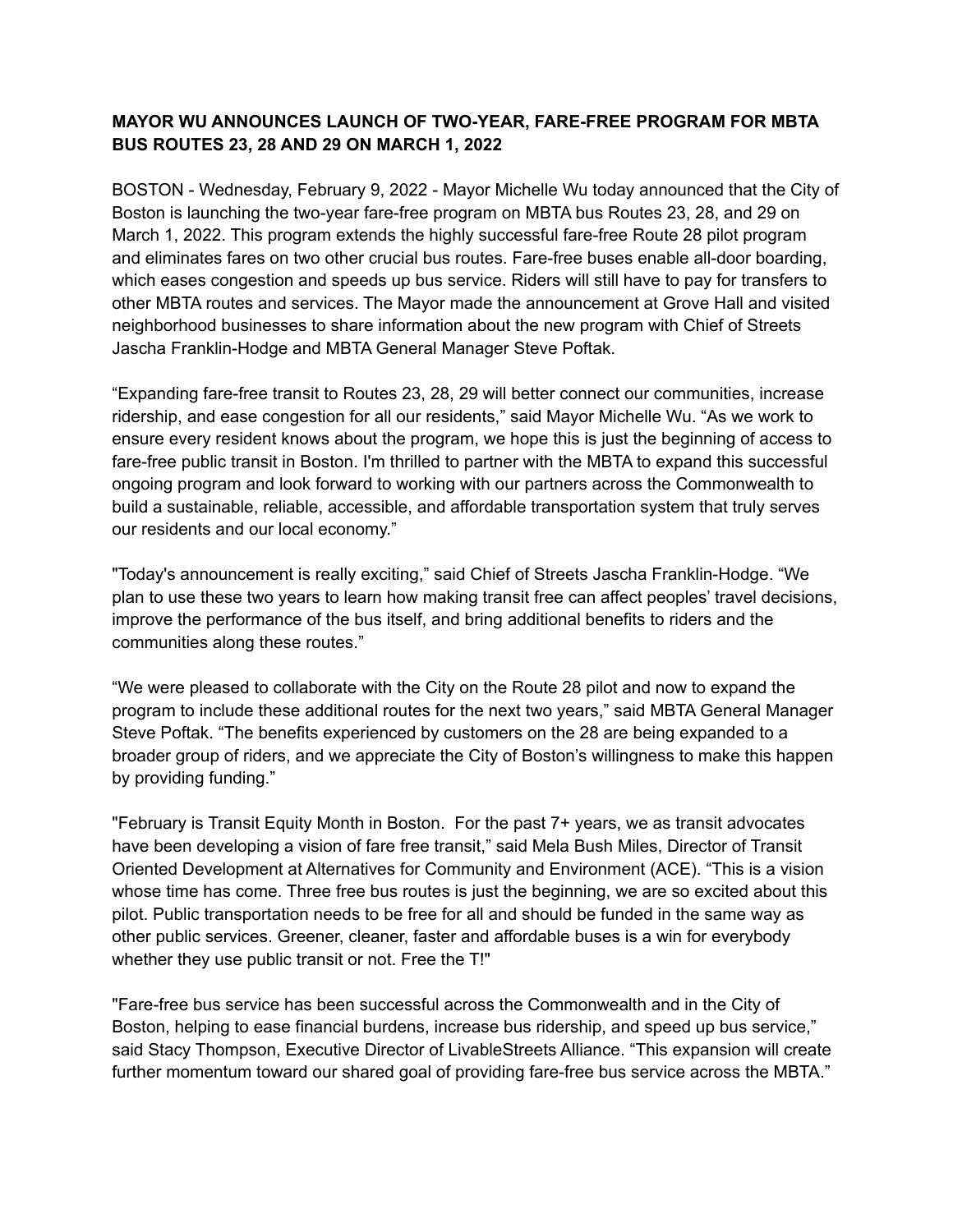**MAYOR WU ANNOUNCES LAUNCH OF TWO-YEAR, FARE-FREE PROGRAM FOR MBTA BUS ROUTES 23, 28 AND 29 ON MARCH 1, 2022**

BOSTON - Wednesday, February 9, 2022 - Mayor Michelle Wu today announced that the City of Boston is launching the two-year fare-free program on MBTA bus Routes 23, 28, and 29 on March 1, 2022. This program extends the highly successful fare-free Route 28 pilot program and eliminates fares on two other crucial bus routes. Fare-free buses enable all-door boarding, which eases congestion and speeds up bus service. Riders will still have to pay for transfers to other MBTA routes and services. The Mayor made the announcement at Grove Hall and visited neighborhood businesses to share information about the new program with Chief of Streets Jascha Franklin-Hodge and MBTA General Manager Steve Poftak.

"Expanding fare-free transit to Routes 23, 28, 29 will better connect our communities, increase ridership, and ease congestion for all our residents," said Mayor Michelle Wu. "As we work to ensure every resident knows about the program, we hope this is just the beginning of access to fare-free public transit in Boston. I'm thrilled to partner with the MBTA to expand this successful ongoing program and look forward to working with our partners across the Commonwealth to build a sustainable, reliable, accessible, and affordable transportation system that truly serves our residents and our local economy."

"Today's announcement is really exciting," said Chief of Streets Jascha Franklin-Hodge. "We plan to use these two years to learn how making transit free can affect peoples' travel decisions, improve the performance of the bus itself, and bring additional benefits to riders and the communities along these routes."

"We were pleased to collaborate with the City on the Route 28 pilot and now to expand the program to include these additional routes for the next two years," said MBTA General Manager Steve Poftak. "The benefits experienced by customers on the 28 are being expanded to a broader group of riders, and we appreciate the City of Boston's willingness to make this happen by providing funding."

"February is Transit Equity Month in Boston. For the past 7+ years, we as transit advocates have been developing a vision of fare free transit," said Mela Bush Miles, Director of Transit Oriented Development at Alternatives for Community and Environment (ACE). "This is a vision whose time has come. Three free bus routes is just the beginning, we are so excited about this pilot. Public transportation needs to be free for all and should be funded in the same way as other public services. Greener, cleaner, faster and affordable buses is a win for everybody whether they use public transit or not. Free the T!"

"Fare-free bus service has been successful across the Commonwealth and in the City of Boston, helping to ease financial burdens, increase bus ridership, and speed up bus service," said Stacy Thompson, Executive Director of LivableStreets Alliance. "This expansion will create further momentum toward our shared goal of providing fare-free bus service across the MBTA."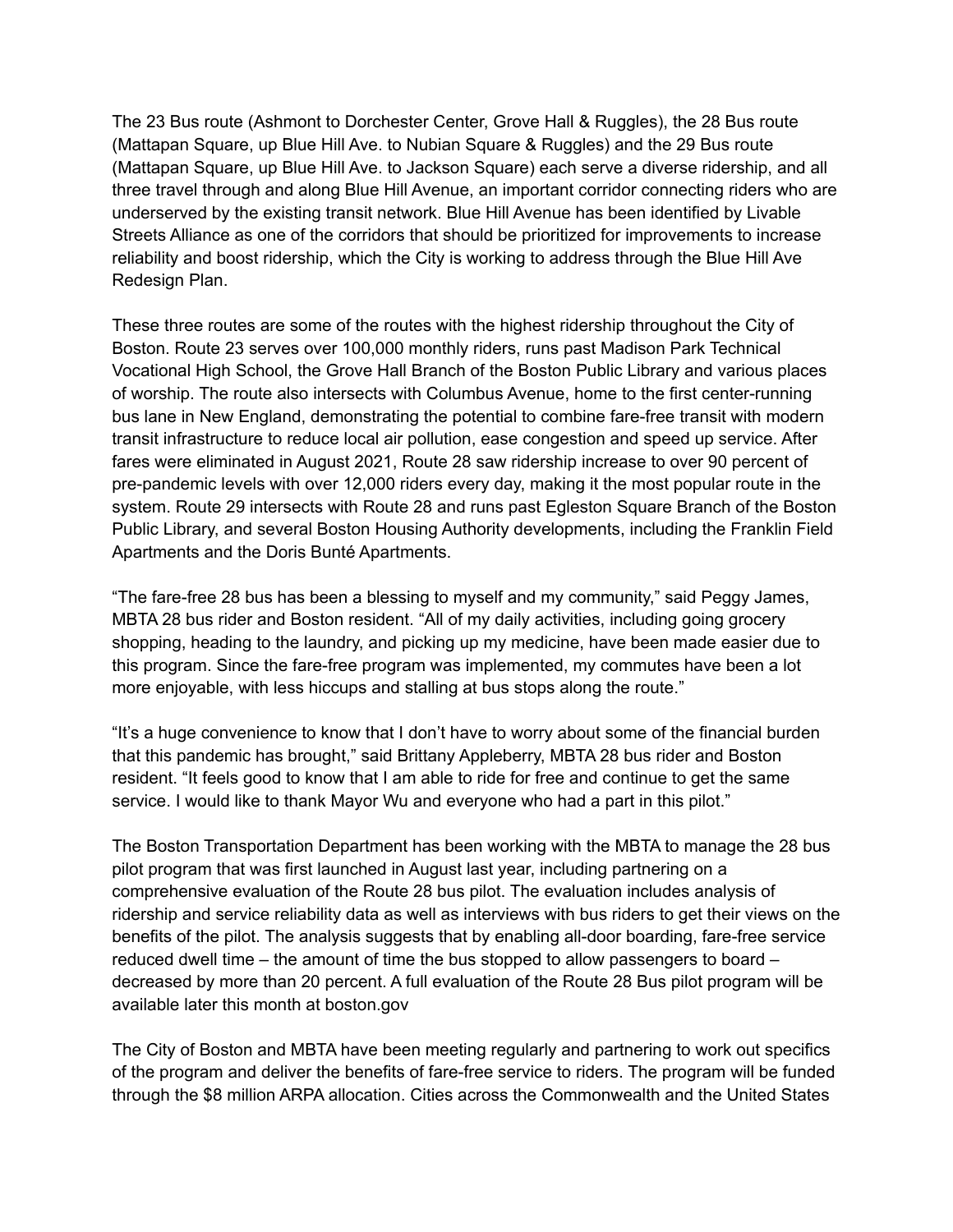The 23 Bus route (Ashmont to Dorchester Center, Grove Hall & Ruggles), the 28 Bus route (Mattapan Square, up Blue Hill Ave. to Nubian Square & Ruggles) and the 29 Bus route (Mattapan Square, up Blue Hill Ave. to Jackson Square) each serve a diverse ridership, and all three travel through and along Blue Hill Avenue, an important corridor connecting riders who are underserved by the existing transit network. Blue Hill Avenue has been identified by Livable Streets Alliance as one of the corridors that should be prioritized for improvements to increase reliability and boost ridership, which the City is working to address through the Blue Hill Ave Redesign Plan.

These three routes are some of the routes with the highest ridership throughout the City of Boston. Route 23 serves over 100,000 monthly riders, runs past Madison Park Technical Vocational High School, the Grove Hall Branch of the Boston Public Library and various places of worship. The route also intersects with Columbus Avenue, home to the first center-running bus lane in New England, demonstrating the potential to combine fare-free transit with modern transit infrastructure to reduce local air pollution, ease congestion and speed up service. After fares were eliminated in August 2021, Route 28 saw ridership increase to over 90 percent of pre-pandemic levels with over 12,000 riders every day, making it the most popular route in the system. Route 29 intersects with Route 28 and runs past Egleston Square Branch of the Boston Public Library, and several Boston Housing Authority developments, including the Franklin Field Apartments and the Doris Bunté Apartments.

"The fare-free 28 bus has been a blessing to myself and my community," said Peggy James, MBTA 28 bus rider and Boston resident. "All of my daily activities, including going grocery shopping, heading to the laundry, and picking up my medicine, have been made easier due to this program. Since the fare-free program was implemented, my commutes have been a lot more enjoyable, with less hiccups and stalling at bus stops along the route."

"It's a huge convenience to know that I don't have to worry about some of the financial burden that this pandemic has brought," said Brittany Appleberry, MBTA 28 bus rider and Boston resident. "It feels good to know that I am able to ride for free and continue to get the same service. I would like to thank Mayor Wu and everyone who had a part in this pilot."

The Boston Transportation Department has been working with the MBTA to manage the 28 bus pilot program that was first launched in August last year, including partnering on a comprehensive evaluation of the Route 28 bus pilot. The evaluation includes analysis of ridership and service reliability data as well as interviews with bus riders to get their views on the benefits of the pilot. The analysis suggests that by enabling all-door boarding, fare-free service reduced dwell time – the amount of time the bus stopped to allow passengers to board – decreased by more than 20 percent. A full evaluation of the Route 28 Bus pilot program will be available later this month at boston.gov

The City of Boston and MBTA have been meeting regularly and partnering to work out specifics of the program and deliver the benefits of fare-free service to riders. The program will be funded through the $8 million ARPA allocation. Cities across the Commonwealth and the United States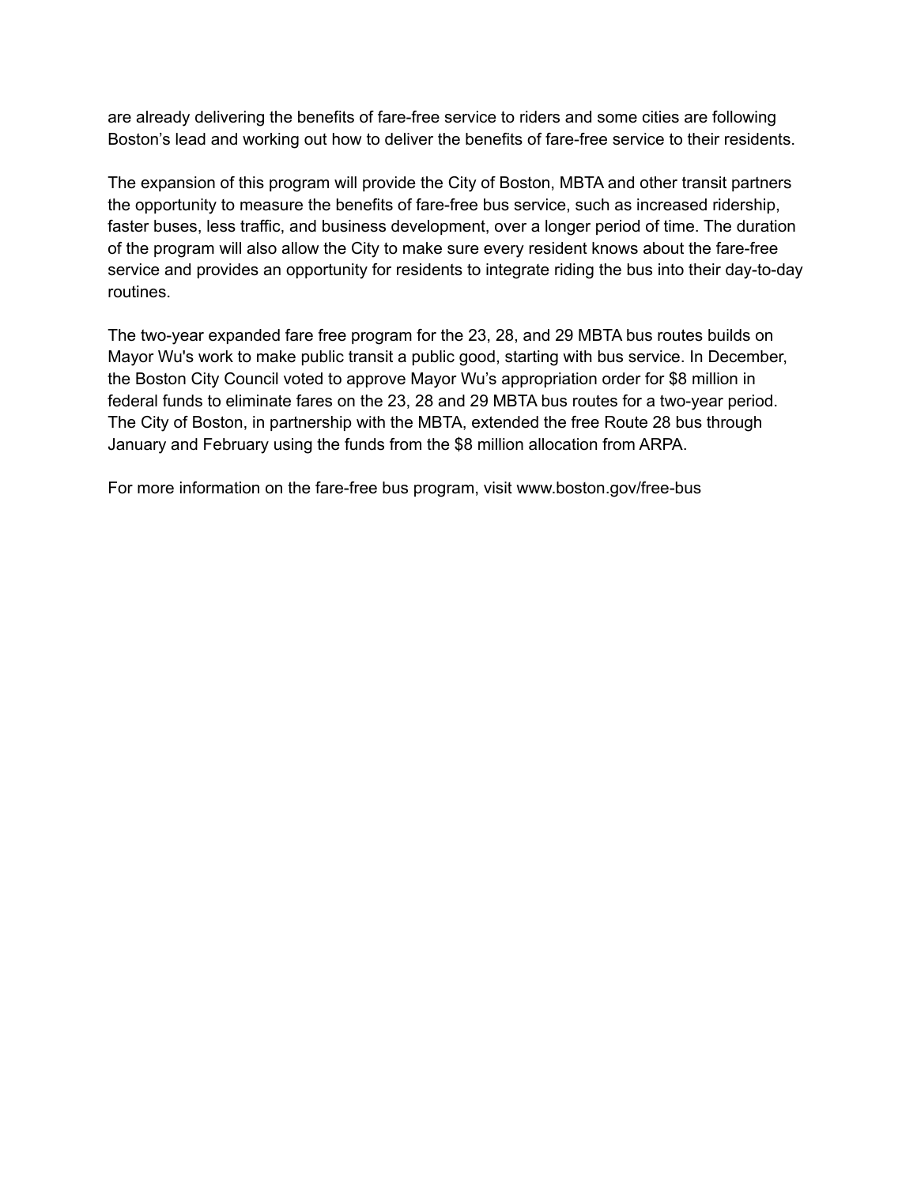are already delivering the benefits of fare-free service to riders and some cities are following Boston's lead and working out how to deliver the benefits of fare-free service to their residents.

The expansion of this program will provide the City of Boston, MBTA and other transit partners the opportunity to measure the benefits of fare-free bus service, such as increased ridership, faster buses, less traffic, and business development, over a longer period of time. The duration of the program will also allow the City to make sure every resident knows about the fare-free service and provides an opportunity for residents to integrate riding the bus into their day-to-day routines.

The two-year expanded fare free program for the 23, 28, and 29 MBTA bus routes builds on Mayor Wu's work to make public transit a public good, starting with bus service. In December, the Boston City Council voted to approve Mayor Wu's appropriation order for $8 million in federal funds to eliminate fares on the 23, 28 and 29 MBTA bus routes for a two-year period. The City of Boston, in partnership with the MBTA, extended the free Route 28 bus through January and February using the funds from the $8 million allocation from ARPA.

For more information on the fare-free bus program, visit www.boston.gov/free-bus